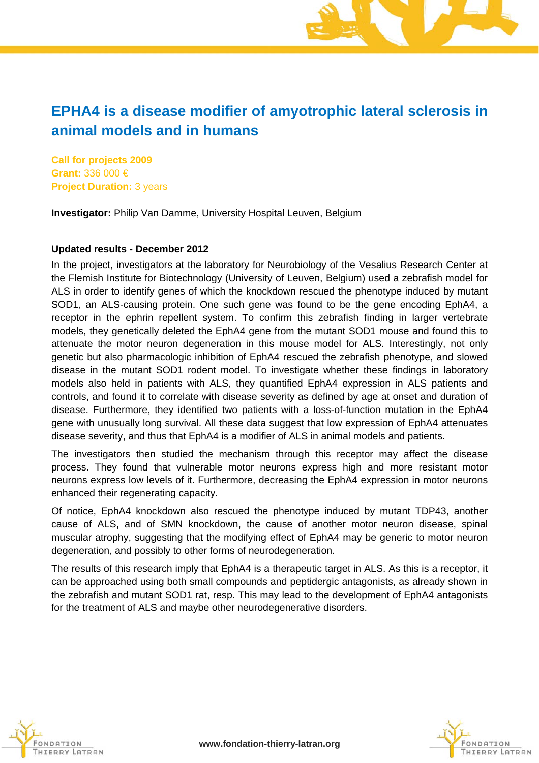# EPHA4 is a disease modifier of amyotrophic lateral sclerosis in animal models and in humans

**Call for projects 2009**
**Grant:** 336 000 €
**Project Duration:** 3 years

**Investigator:** Philip Van Damme, University Hospital Leuven, Belgium

**Updated results - December 2012**

In the project, investigators at the laboratory for Neurobiology of the Vesalius Research Center at the Flemish Institute for Biotechnology (University of Leuven, Belgium) used a zebrafish model for ALS in order to identify genes of which the knockdown rescued the phenotype induced by mutant SOD1, an ALS-causing protein. One such gene was found to be the gene encoding EphA4, a receptor in the ephrin repellent system. To confirm this zebrafish finding in larger vertebrate models, they genetically deleted the EphA4 gene from the mutant SOD1 mouse and found this to attenuate the motor neuron degeneration in this mouse model for ALS. Interestingly, not only genetic but also pharmacologic inhibition of EphA4 rescued the zebrafish phenotype, and slowed disease in the mutant SOD1 rodent model. To investigate whether these findings in laboratory models also held in patients with ALS, they quantified EphA4 expression in ALS patients and controls, and found it to correlate with disease severity as defined by age at onset and duration of disease. Furthermore, they identified two patients with a loss-of-function mutation in the EphA4 gene with unusually long survival. All these data suggest that low expression of EphA4 attenuates disease severity, and thus that EphA4 is a modifier of ALS in animal models and patients.

The investigators then studied the mechanism through this receptor may affect the disease process. They found that vulnerable motor neurons express high and more resistant motor neurons express low levels of it. Furthermore, decreasing the EphA4 expression in motor neurons enhanced their regenerating capacity.

Of notice, EphA4 knockdown also rescued the phenotype induced by mutant TDP43, another cause of ALS, and of SMN knockdown, the cause of another motor neuron disease, spinal muscular atrophy, suggesting that the modifying effect of EphA4 may be generic to motor neuron degeneration, and possibly to other forms of neurodegeneration.

The results of this research imply that EphA4 is a therapeutic target in ALS. As this is a receptor, it can be approached using both small compounds and peptidergic antagonists, as already shown in the zebrafish and mutant SOD1 rat, resp. This may lead to the development of EphA4 antagonists for the treatment of ALS and maybe other neurodegenerative disorders.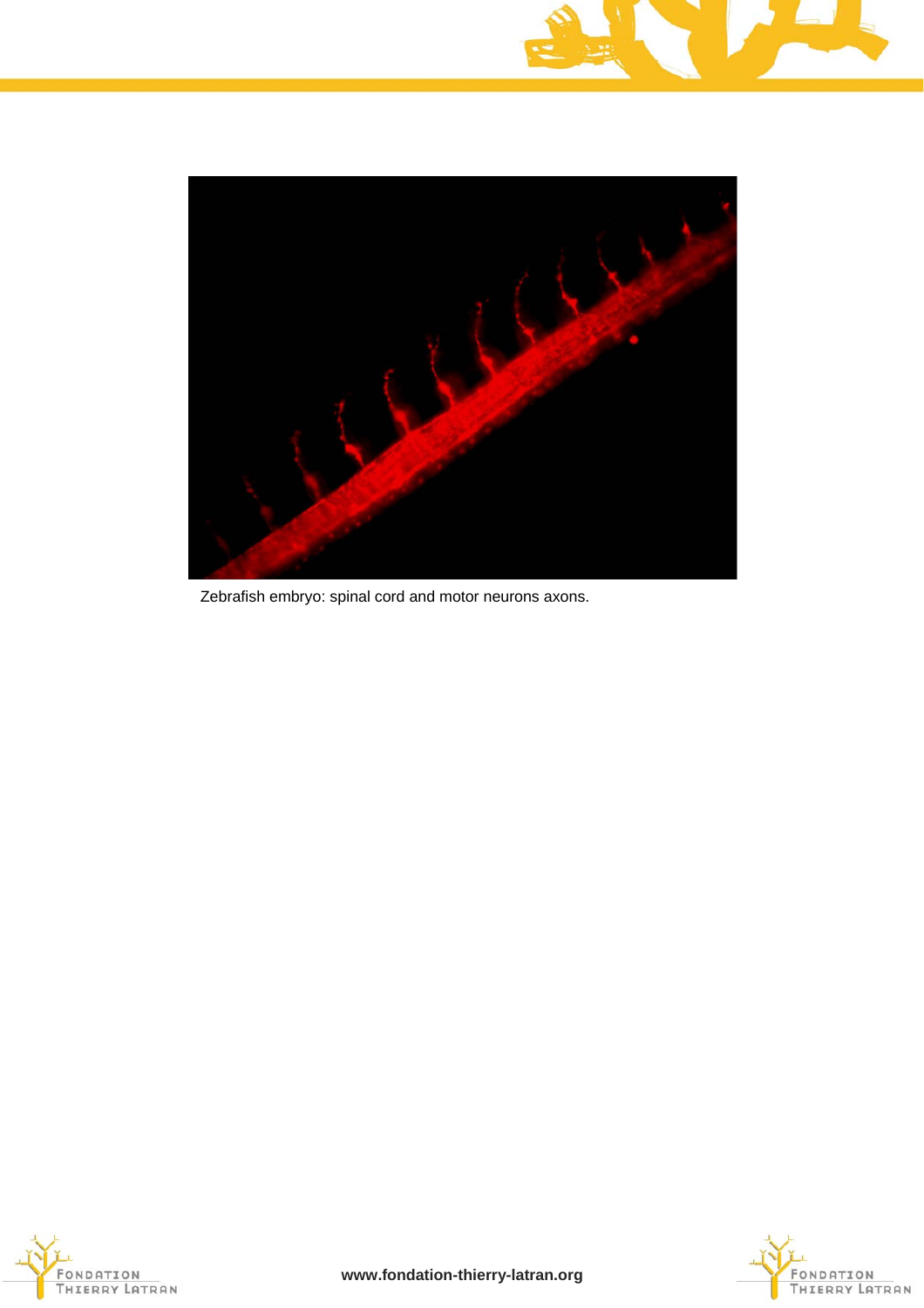Zebrafish embryo: spinal cord and motor neurons axons.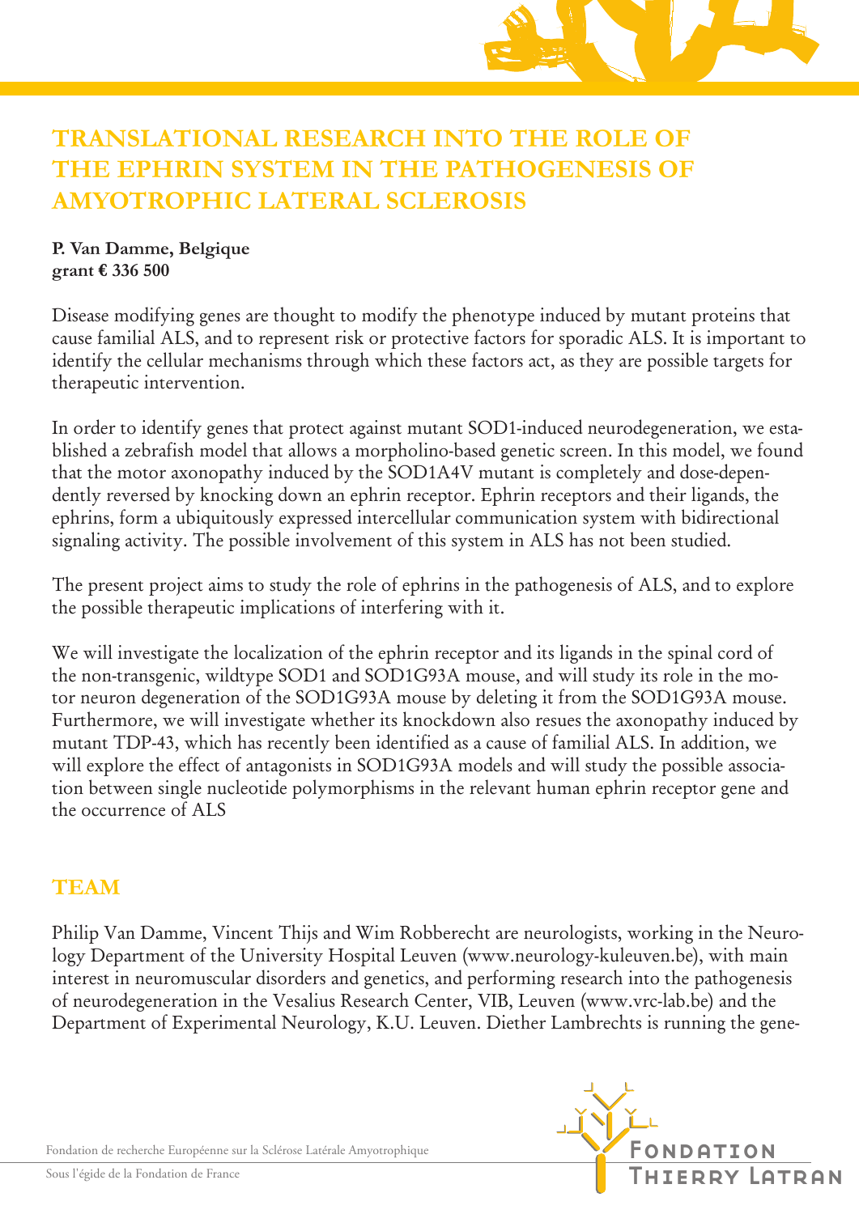# TRANSLATIONAL RESEARCH INTO THE ROLE OF THE EPHRIN SYSTEM IN THE PATHOGENESIS OF AMYOTROPHIC LATERAL SCLEROSIS

**P. Van Damme, Belgique**
**grant € 336 500**

Disease modifying genes are thought to modify the phenotype induced by mutant proteins that cause familial ALS, and to represent risk or protective factors for sporadic ALS. It is important to identify the cellular mechanisms through which these factors act, as they are possible targets for therapeutic intervention.

In order to identify genes that protect against mutant SOD1-induced neurodegeneration, we established a zebrafish model that allows a morpholino-based genetic screen. In this model, we found that the motor axonopathy induced by the SOD1A4V mutant is completely and dose-dependently reversed by knocking down an ephrin receptor. Ephrin receptors and their ligands, the ephrins, form a ubiquitously expressed intercellular communication system with bidirectional signaling activity. The possible involvement of this system in ALS has not been studied.

The present project aims to study the role of ephrins in the pathogenesis of ALS, and to explore the possible therapeutic implications of interfering with it.

We will investigate the localization of the ephrin receptor and its ligands in the spinal cord of the non-transgenic, wildtype SOD1 and SOD1G93A mouse, and will study its role in the motor neuron degeneration of the SOD1G93A mouse by deleting it from the SOD1G93A mouse. Furthermore, we will investigate whether its knockdown also resues the axonopathy induced by mutant TDP-43, which has recently been identified as a cause of familial ALS. In addition, we will explore the effect of antagonists in SOD1G93A models and will study the possible association between single nucleotide polymorphisms in the relevant human ephrin receptor gene and the occurrence of ALS

## TEAM

Philip Van Damme, Vincent Thijs and Wim Robberecht are neurologists, working in the Neurology Department of the University Hospital Leuven (www.neurology-kuleuven.be), with main interest in neuromuscular disorders and genetics, and performing research into the pathogenesis of neurodegeneration in the Vesalius Research Center, VIB, Leuven (www.vrc-lab.be) and the Department of Experimental Neurology, K.U. Leuven. Diether Lambrechts is running the gene-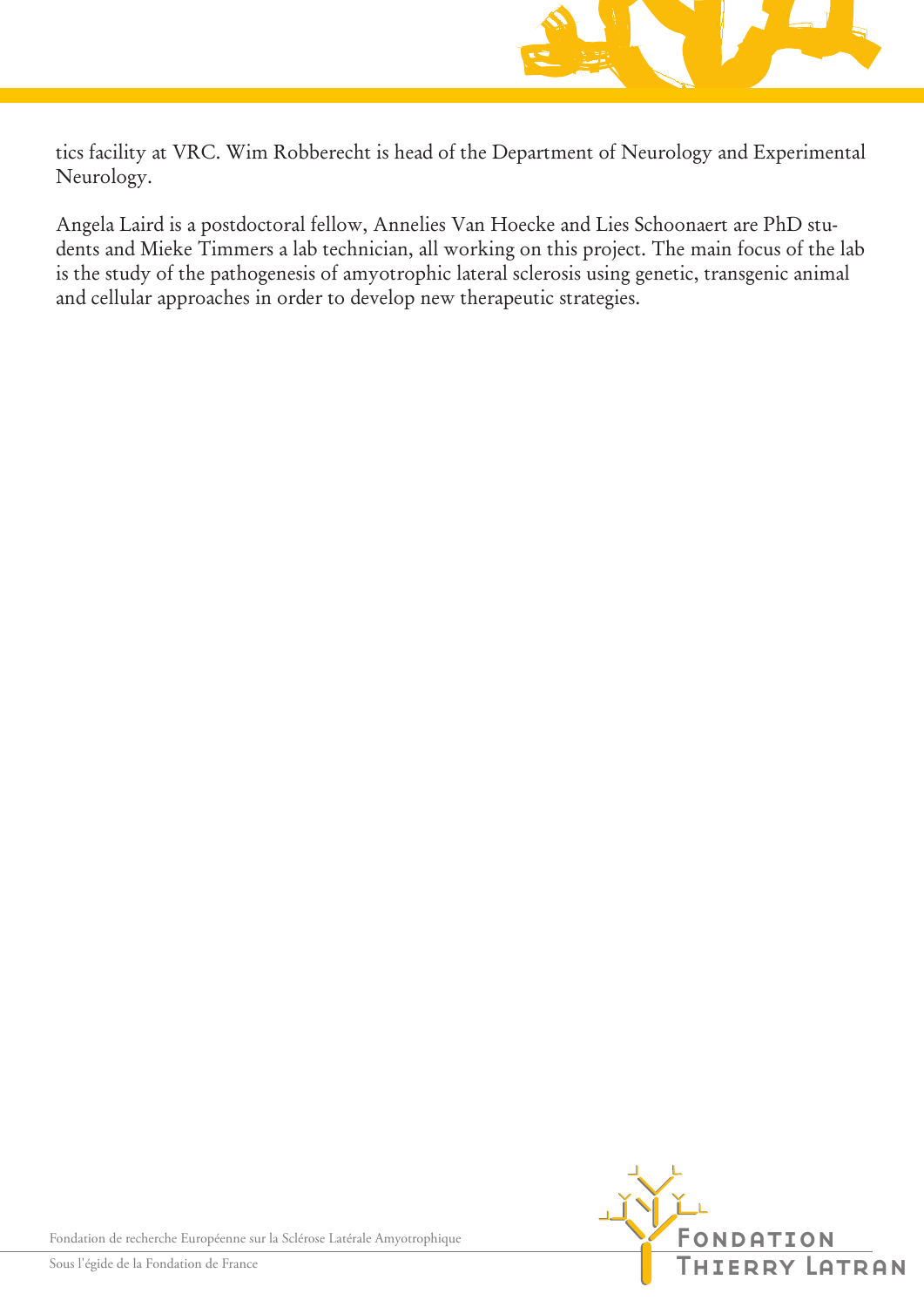tics facility at VRC. Wim Robberecht is head of the Department of Neurology and Experimental Neurology.

Angela Laird is a postdoctoral fellow, Annelies Van Hoecke and Lies Schoonaert are PhD students and Mieke Timmers a lab technician, all working on this project. The main focus of the lab is the study of the pathogenesis of amyotrophic lateral sclerosis using genetic, transgenic animal and cellular approaches in order to develop new therapeutic strategies.